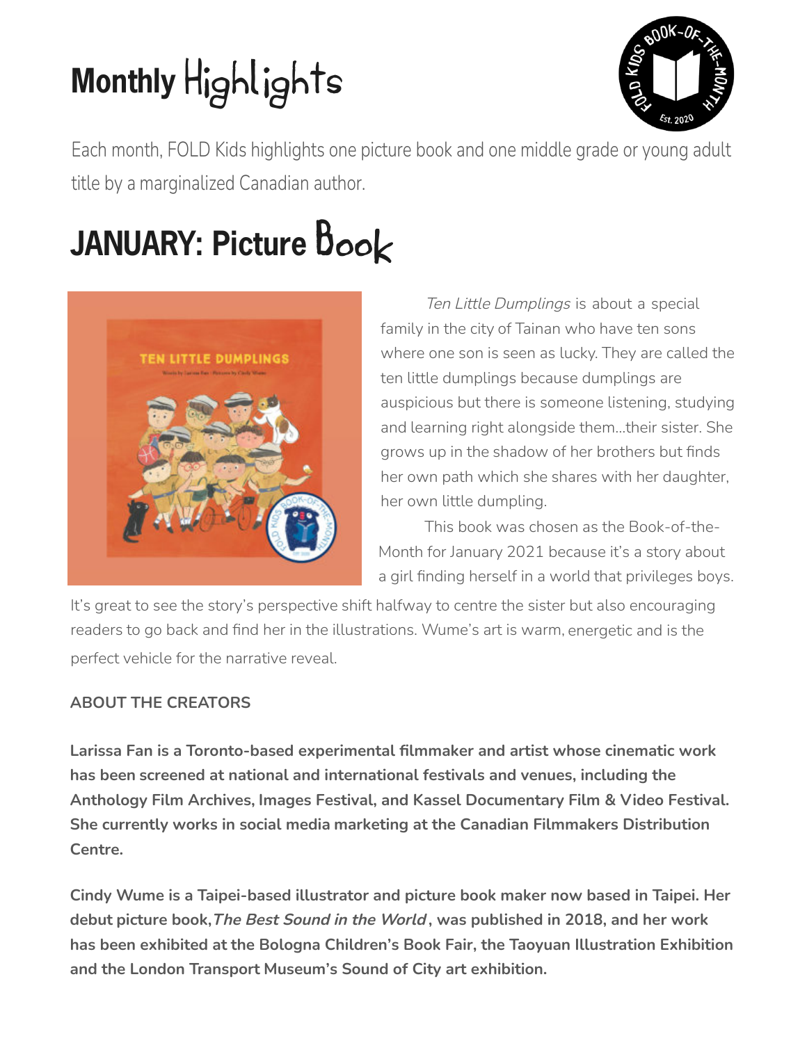# Monthly Highlights

Each month, FOLD Kids highlights one picture book and one middle grade or young adult title by a marginalized Canadian author.

## JANUARY: Picture Book

*Ten Little Dumplings* is about a special family in the city of Tainan who have ten sons where one son is seen as lucky. They are called the ten little dumplings because dumplings are auspicious but there is someone listening, studying and learning right alongside them...their sister. She grows up in the shadow of her brothers but finds her own path which she shares with her daughter, her own little dumpling.

This book was chosen as the Book-of-the-Month for January 2021 because it's a story about a girl finding herself in a world that privileges boys. It's great to see the story's perspective shift halfway to centre the sister but also encouraging readers to go back and find her in the illustrations. Wume's art is warm, energetic and is the perfect vehicle for the narrative reveal.

### ABOUT THE CREATORS

**Larissa Fan is a Toronto-based experimental filmmaker and artist whose cinematic work has been screened at national and international festivals and venues, including the Anthology Film Archives, Images Festival, and Kassel Documentary Film & Video Festival. She currently works in social media marketing at the Canadian Filmmakers Distribution Centre.**

**Cindy Wume is a Taipei-based illustrator and picture book maker now based in Taipei. Her debut picture book, *The Best Sound in the World*, was published in 2018, and her work has been exhibited at the Bologna Children's Book Fair, the Taoyuan Illustration Exhibition and the London Transport Museum's Sound of City art exhibition.**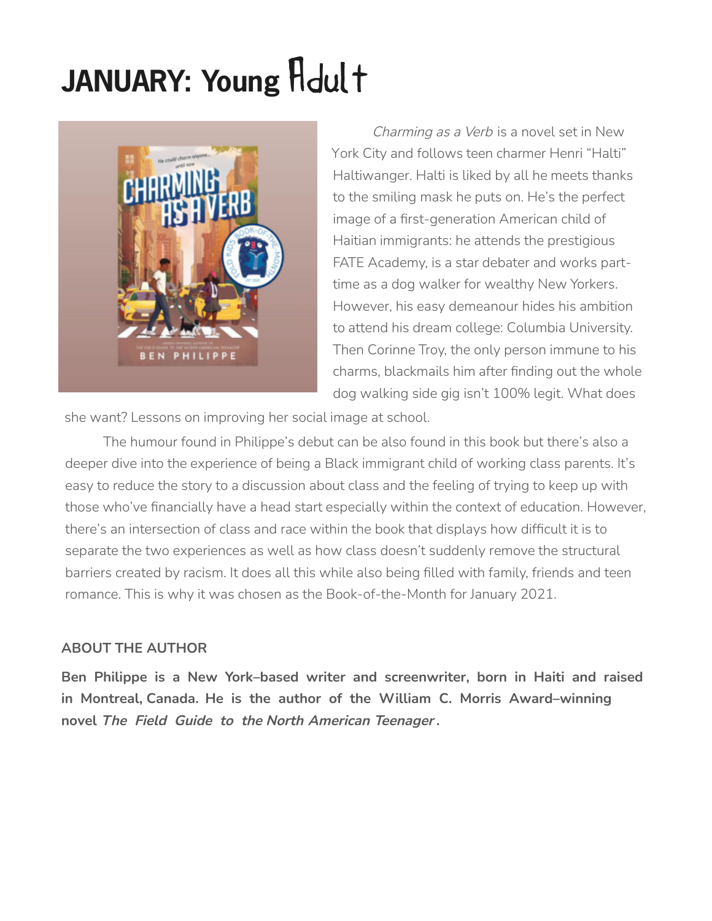# JANUARY: Young Adult

*Charming as a Verb* is a novel set in New York City and follows teen charmer Henri "Halti" Haltiwanger. Halti is liked by all he meets thanks to the smiling mask he puts on. He's the perfect image of a first-generation American child of Haitian immigrants: he attends the prestigious FATE Academy, is a star debater and works part-time as a dog walker for wealthy New Yorkers. However, his easy demeanour hides his ambition to attend his dream college: Columbia University. Then Corinne Troy, the only person immune to his charms, blackmails him after finding out the whole dog walking side gig isn't 100% legit. What does she want? Lessons on improving her social image at school.

The humour found in Philippe's debut can be also found in this book but there's also a deeper dive into the experience of being a Black immigrant child of working class parents. It's easy to reduce the story to a discussion about class and the feeling of trying to keep up with those who've financially have a head start especially within the context of education. However, there's an intersection of class and race within the book that displays how difficult it is to separate the two experiences as well as how class doesn't suddenly remove the structural barriers created by racism. It does all this while also being filled with family, friends and teen romance. This is why it was chosen as the Book-of-the-Month for January 2021.

## ABOUT THE AUTHOR

**Ben Philippe is a New York–based writer and screenwriter, born in Haiti and raised in Montreal, Canada. He is the author of the William C. Morris Award–winning novel *The Field Guide to the North American Teenager*.**